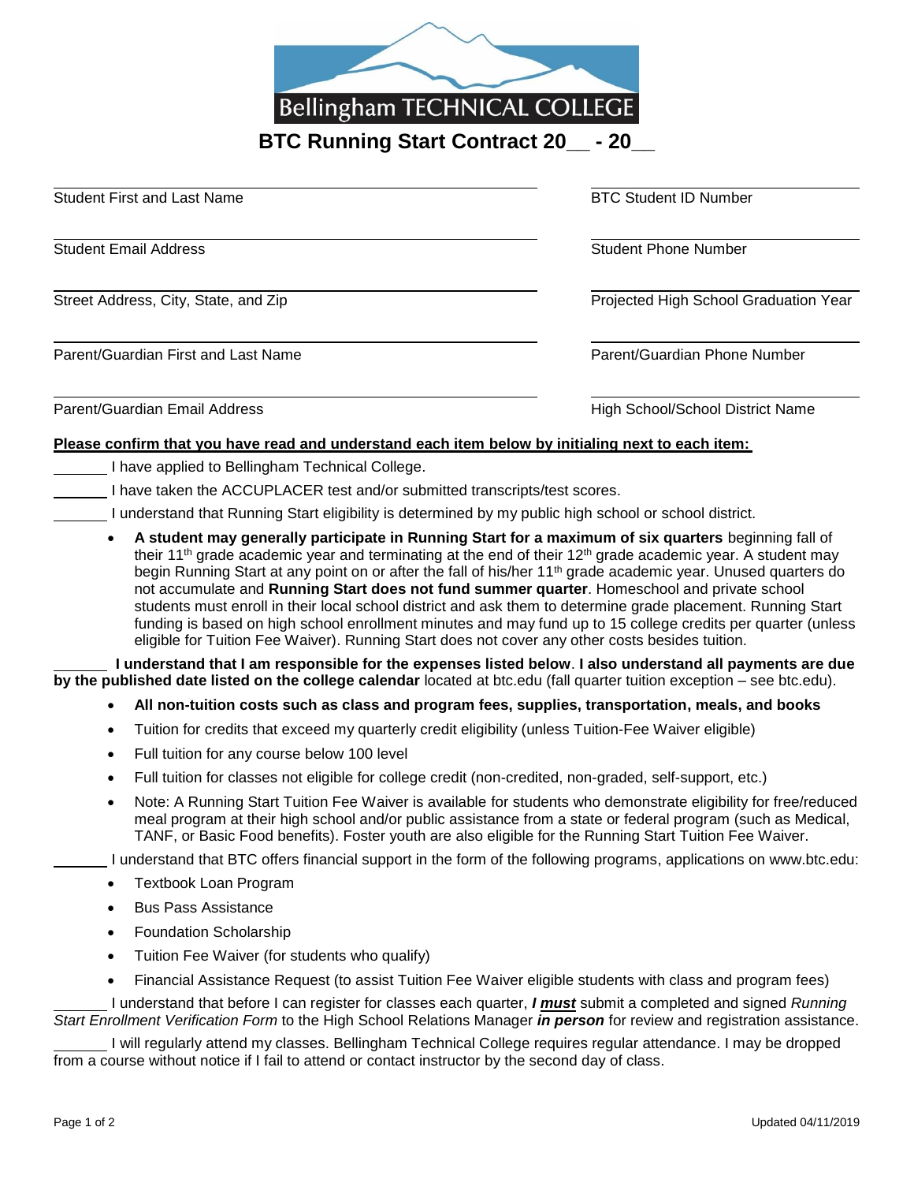Bellingham TECHNICAL COLLEGE

# BTC Running Start Contract 20__ - 20__

| | |
|---|---|
| Student First and Last Name | BTC Student ID Number |
| Student Email Address | Student Phone Number |
| Street Address, City, State, and Zip | Projected High School Graduation Year |
| Parent/Guardian First and Last Name | Parent/Guardian Phone Number |
| Parent/Guardian Email Address | High School/School District Name |

**Please confirm that you have read and understand each item below by initialing next to each item:**

_______ I have applied to Bellingham Technical College.

_______ I have taken the ACCUPLACER test and/or submitted transcripts/test scores.

_______ I understand that Running Start eligibility is determined by my public high school or school district.

- **A student may generally participate in Running Start for a maximum of six quarters** beginning fall of their 11th grade academic year and terminating at the end of their 12th grade academic year. A student may begin Running Start at any point on or after the fall of his/her 11th grade academic year. Unused quarters do not accumulate and **Running Start does not fund summer quarter**. Homeschool and private school students must enroll in their local school district and ask them to determine grade placement. Running Start funding is based on high school enrollment minutes and may fund up to 15 college credits per quarter (unless eligible for Tuition Fee Waiver). Running Start does not cover any other costs besides tuition.

_______ **I understand that I am responsible for the expenses listed below**. **I also understand all payments are due by the published date listed on the college calendar** located at btc.edu (fall quarter tuition exception – see btc.edu).

- **All non-tuition costs such as class and program fees, supplies, transportation, meals, and books**
- Tuition for credits that exceed my quarterly credit eligibility (unless Tuition-Fee Waiver eligible)
- Full tuition for any course below 100 level
- Full tuition for classes not eligible for college credit (non-credited, non-graded, self-support, etc.)
- Note: A Running Start Tuition Fee Waiver is available for students who demonstrate eligibility for free/reduced meal program at their high school and/or public assistance from a state or federal program (such as Medical, TANF, or Basic Food benefits). Foster youth are also eligible for the Running Start Tuition Fee Waiver.

_______ I understand that BTC offers financial support in the form of the following programs, applications on www.btc.edu:

- Textbook Loan Program
- Bus Pass Assistance
- Foundation Scholarship
- Tuition Fee Waiver (for students who qualify)
- Financial Assistance Request (to assist Tuition Fee Waiver eligible students with class and program fees)

_______ I understand that before I can register for classes each quarter, ***I must*** submit a completed and signed *Running Start Enrollment Verification Form* to the High School Relations Manager ***in person*** for review and registration assistance.

_______ I will regularly attend my classes. Bellingham Technical College requires regular attendance. I may be dropped from a course without notice if I fail to attend or contact instructor by the second day of class.

Updated 04/11/2019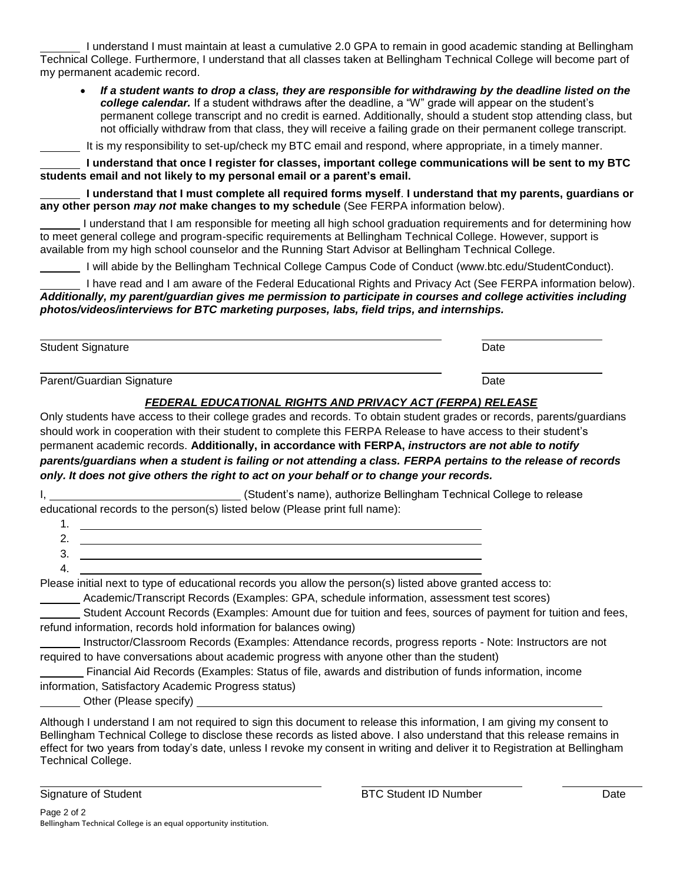______ I understand I must maintain at least a cumulative 2.0 GPA to remain in good academic standing at Bellingham Technical College. Furthermore, I understand that all classes taken at Bellingham Technical College will become part of my permanent academic record.

- ***If a student wants to drop a class, they are responsible for withdrawing by the deadline listed on the college calendar.*** If a student withdraws after the deadline, a "W" grade will appear on the student's permanent college transcript and no credit is earned. Additionally, should a student stop attending class, but not officially withdraw from that class, they will receive a failing grade on their permanent college transcript.

______ It is my responsibility to set-up/check my BTC email and respond, where appropriate, in a timely manner.

______ **I understand that once I register for classes, important college communications will be sent to my BTC students email and not likely to my personal email or a parent's email.**

______ **I understand that I must complete all required forms myself**. **I understand that my parents, guardians or any other person *may not* make changes to my schedule** (See FERPA information below).

______ I understand that I am responsible for meeting all high school graduation requirements and for determining how to meet general college and program-specific requirements at Bellingham Technical College. However, support is available from my high school counselor and the Running Start Advisor at Bellingham Technical College.

______ I will abide by the Bellingham Technical College Campus Code of Conduct (www.btc.edu/StudentConduct).

______ I have read and I am aware of the Federal Educational Rights and Privacy Act (See FERPA information below).
***Additionally, my parent/guardian gives me permission to participate in courses and college activities including photos/videos/interviews for BTC marketing purposes, labs, field trips, and internships.***

______________________________ ______________
Student Signature Date

______________________________ ______________
Parent/Guardian Signature Date

## ***FEDERAL EDUCATIONAL RIGHTS AND PRIVACY ACT (FERPA) RELEASE***

Only students have access to their college grades and records. To obtain student grades or records, parents/guardians should work in cooperation with their student to complete this FERPA Release to have access to their student's permanent academic records. **Additionally, in accordance with FERPA, *instructors are not able to notify parents/guardians when a student is failing or not attending a class. FERPA pertains to the release of records only. It does not give others the right to act on your behalf or to change your records.***

I, ______________________________ (Student's name), authorize Bellingham Technical College to release educational records to the person(s) listed below (Please print full name):

1. ______________________________
2. ______________________________
3. ______________________________
4. ______________________________

Please initial next to type of educational records you allow the person(s) listed above granted access to:

______ Academic/Transcript Records (Examples: GPA, schedule information, assessment test scores)

______ Student Account Records (Examples: Amount due for tuition and fees, sources of payment for tuition and fees, refund information, records hold information for balances owing)

______ Instructor/Classroom Records (Examples: Attendance records, progress reports - Note: Instructors are not required to have conversations about academic progress with anyone other than the student)

______ Financial Aid Records (Examples: Status of file, awards and distribution of funds information, income information, Satisfactory Academic Progress status)

______ Other (Please specify) ______________________________

Although I understand I am not required to sign this document to release this information, I am giving my consent to Bellingham Technical College to disclose these records as listed above. I also understand that this release remains in effect for two years from today's date, unless I revoke my consent in writing and deliver it to Registration at Bellingham Technical College.

______________________________ ______________________ ____________
Signature of Student BTC Student ID Number Date

Bellingham Technical College is an equal opportunity institution.